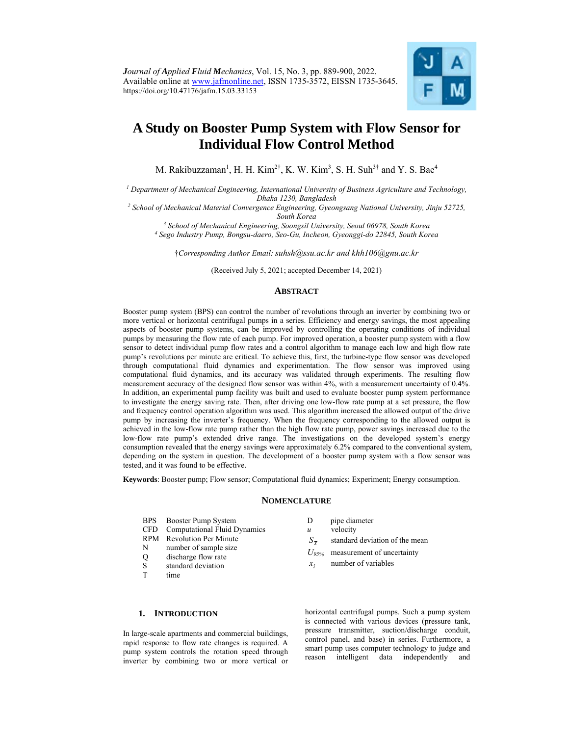*Journal of Applied Fluid Mechanics*, Vol. 15, No. 3, pp. 889-900, 2022.
Available online at www.jafmonline.net, ISSN 1735-3572, EISSN 1735-3645.
https://doi.org/10.47176/jafm.15.03.33153

# A Study on Booster Pump System with Flow Sensor for Individual Flow Control Method

M. Rakibuzzaman[1], H. H. Kim[2†], K. W. Kim[3], S. H. Suh[3†] and Y. S. Bae[4]

[1] *Department of Mechanical Engineering, International University of Business Agriculture and Technology, Dhaka 1230, Bangladesh*

[2] *School of Mechanical Material Convergence Engineering, Gyeongsang National University, Jinju 52725, South Korea*

[3] *School of Mechanical Engineering, Soongsil University, Seoul 06978, South Korea*

[4] *Sego Industry Pump, Bongsu-daero, Seo-Gu, Incheon, Gyeonggi-do 22845, South Korea*

†*Corresponding Author Email: suhsh@ssu.ac.kr and khh106@gnu.ac.kr*

(Received July 5, 2021; accepted December 14, 2021)

## Abstract

Booster pump system (BPS) can control the number of revolutions through an inverter by combining two or more vertical or horizontal centrifugal pumps in a series. Efficiency and energy savings, the most appealing aspects of booster pump systems, can be improved by controlling the operating conditions of individual pumps by measuring the flow rate of each pump. For improved operation, a booster pump system with a flow sensor to detect individual pump flow rates and a control algorithm to manage each low and high flow rate pump's revolutions per minute are critical. To achieve this, first, the turbine-type flow sensor was developed through computational fluid dynamics and experimentation. The flow sensor was improved using computational fluid dynamics, and its accuracy was validated through experiments. The resulting flow measurement accuracy of the designed flow sensor was within 4%, with a measurement uncertainty of 0.4%. In addition, an experimental pump facility was built and used to evaluate booster pump system performance to investigate the energy saving rate. Then, after driving one low-flow rate pump at a set pressure, the flow and frequency control operation algorithm was used. This algorithm increased the allowed output of the drive pump by increasing the inverter's frequency. When the frequency corresponding to the allowed output is achieved in the low-flow rate pump rather than the high flow rate pump, power savings increased due to the low-flow rate pump's extended drive range. The investigations on the developed system's energy consumption revealed that the energy savings were approximately 6.2% compared to the conventional system, depending on the system in question. The development of a booster pump system with a flow sensor was tested, and it was found to be effective.

**Keywords**: Booster pump; Flow sensor; Computational fluid dynamics; Experiment; Energy consumption.

## Nomenclature

| | | | |
|---|---|---|---|
| BPS | Booster Pump System | D | pipe diameter |
| CFD | Computational Fluid Dynamics | $u$ | velocity |
| RPM | Revolution Per Minute | $S_{\bar{x}}$ | standard deviation of the mean |
| N | number of sample size | $U_{95\%}$ | measurement of uncertainty |
| Q | discharge flow rate | $x_i$ | number of variables |
| S | standard deviation | | |
| T | time | | |

## 1. Introduction

In large-scale apartments and commercial buildings, rapid response to flow rate changes is required. A pump system controls the rotation speed through inverter by combining two or more vertical or horizontal centrifugal pumps. Such a pump system is connected with various devices (pressure tank, pressure transmitter, suction/discharge conduit, control panel, and base) in series. Furthermore, a smart pump uses computer technology to judge and reason intelligent data independently and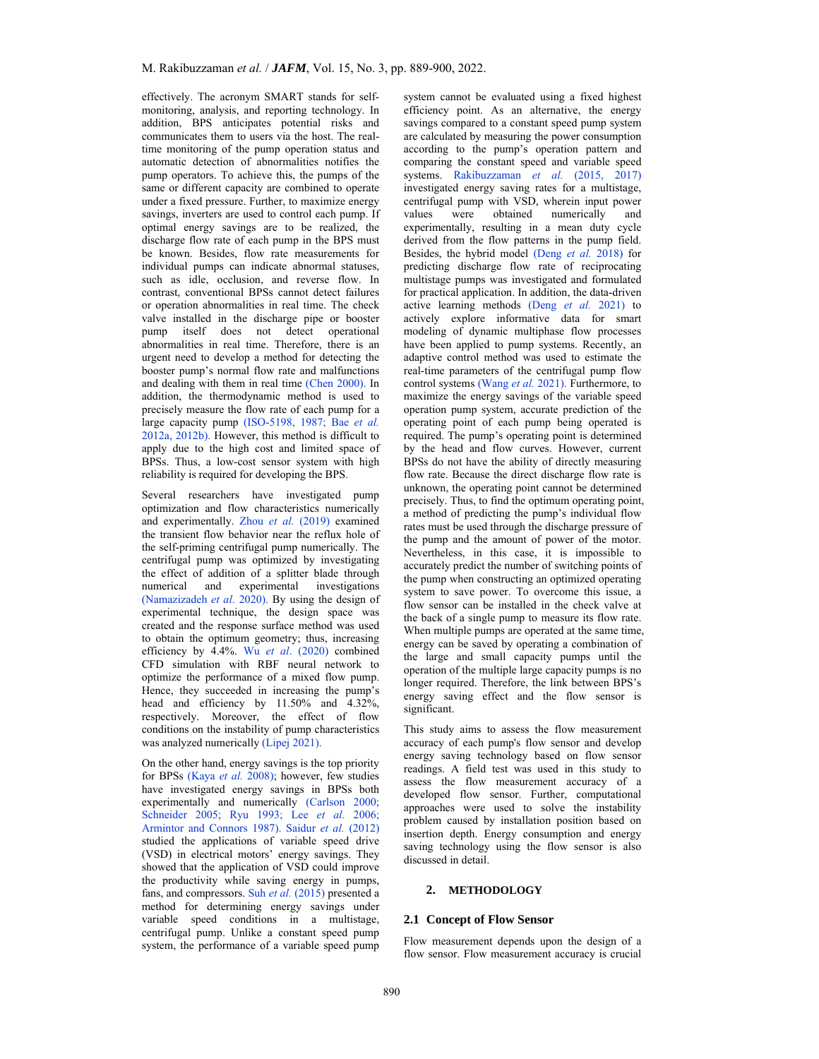effectively. The acronym SMART stands for self-monitoring, analysis, and reporting technology. In addition, BPS anticipates potential risks and communicates them to users via the host. The real-time monitoring of the pump operation status and automatic detection of abnormalities notifies the pump operators. To achieve this, the pumps of the same or different capacity are combined to operate under a fixed pressure. Further, to maximize energy savings, inverters are used to control each pump. If optimal energy savings are to be realized, the discharge flow rate of each pump in the BPS must be known. Besides, flow rate measurements for individual pumps can indicate abnormal statuses, such as idle, occlusion, and reverse flow. In contrast, conventional BPSs cannot detect failures or operation abnormalities in real time. The check valve installed in the discharge pipe or booster pump itself does not detect operational abnormalities in real time. Therefore, there is an urgent need to develop a method for detecting the booster pump's normal flow rate and malfunctions and dealing with them in real time (Chen 2000). In addition, the thermodynamic method is used to precisely measure the flow rate of each pump for a large capacity pump (ISO-5198, 1987; Bae *et al.* 2012a, 2012b). However, this method is difficult to apply due to the high cost and limited space of BPSs. Thus, a low-cost sensor system with high reliability is required for developing the BPS.

Several researchers have investigated pump optimization and flow characteristics numerically and experimentally. Zhou *et al.* (2019) examined the transient flow behavior near the reflux hole of the self-priming centrifugal pump numerically. The centrifugal pump was optimized by investigating the effect of addition of a splitter blade through numerical and experimental investigations (Namazizadeh *et al*. 2020). By using the design of experimental technique, the design space was created and the response surface method was used to obtain the optimum geometry; thus, increasing efficiency by 4.4%. Wu *et al*. (2020) combined CFD simulation with RBF neural network to optimize the performance of a mixed flow pump. Hence, they succeeded in increasing the pump's head and efficiency by 11.50% and 4.32%, respectively. Moreover, the effect of flow conditions on the instability of pump characteristics was analyzed numerically (Lipej 2021).

On the other hand, energy savings is the top priority for BPSs (Kaya *et al.* 2008); however, few studies have investigated energy savings in BPSs both experimentally and numerically (Carlson 2000; Schneider 2005; Ryu 1993; Lee *et al.* 2006; Armintor and Connors 1987). Saidur *et al.* (2012) studied the applications of variable speed drive (VSD) in electrical motors' energy savings. They showed that the application of VSD could improve the productivity while saving energy in pumps, fans, and compressors. Suh *et al.* (2015) presented a method for determining energy savings under variable speed conditions in a multistage, centrifugal pump. Unlike a constant speed pump system, the performance of a variable speed pump system cannot be evaluated using a fixed highest efficiency point. As an alternative, the energy savings compared to a constant speed pump system are calculated by measuring the power consumption according to the pump's operation pattern and comparing the constant speed and variable speed systems. Rakibuzzaman *et al.* (2015, 2017) investigated energy saving rates for a multistage, centrifugal pump with VSD, wherein input power values were obtained numerically and experimentally, resulting in a mean duty cycle derived from the flow patterns in the pump field. Besides, the hybrid model (Deng *et al.* 2018) for predicting discharge flow rate of reciprocating multistage pumps was investigated and formulated for practical application. In addition, the data-driven active learning methods (Deng *et al.* 2021) to actively explore informative data for smart modeling of dynamic multiphase flow processes have been applied to pump systems. Recently, an adaptive control method was used to estimate the real-time parameters of the centrifugal pump flow control systems (Wang *et al.* 2021). Furthermore, to maximize the energy savings of the variable speed operation pump system, accurate prediction of the operating point of each pump being operated is required. The pump's operating point is determined by the head and flow curves. However, current BPSs do not have the ability of directly measuring flow rate. Because the direct discharge flow rate is unknown, the operating point cannot be determined precisely. Thus, to find the optimum operating point, a method of predicting the pump's individual flow rates must be used through the discharge pressure of the pump and the amount of power of the motor. Nevertheless, in this case, it is impossible to accurately predict the number of switching points of the pump when constructing an optimized operating system to save power. To overcome this issue, a flow sensor can be installed in the check valve at the back of a single pump to measure its flow rate. When multiple pumps are operated at the same time, energy can be saved by operating a combination of the large and small capacity pumps until the operation of the multiple large capacity pumps is no longer required. Therefore, the link between BPS's energy saving effect and the flow sensor is significant.

This study aims to assess the flow measurement accuracy of each pump's flow sensor and develop energy saving technology based on flow sensor readings. A field test was used in this study to assess the flow measurement accuracy of a developed flow sensor. Further, computational approaches were used to solve the instability problem caused by installation position based on insertion depth. Energy consumption and energy saving technology using the flow sensor is also discussed in detail.

## 2. METHODOLOGY

### 2.1 Concept of Flow Sensor

Flow measurement depends upon the design of a flow sensor. Flow measurement accuracy is crucial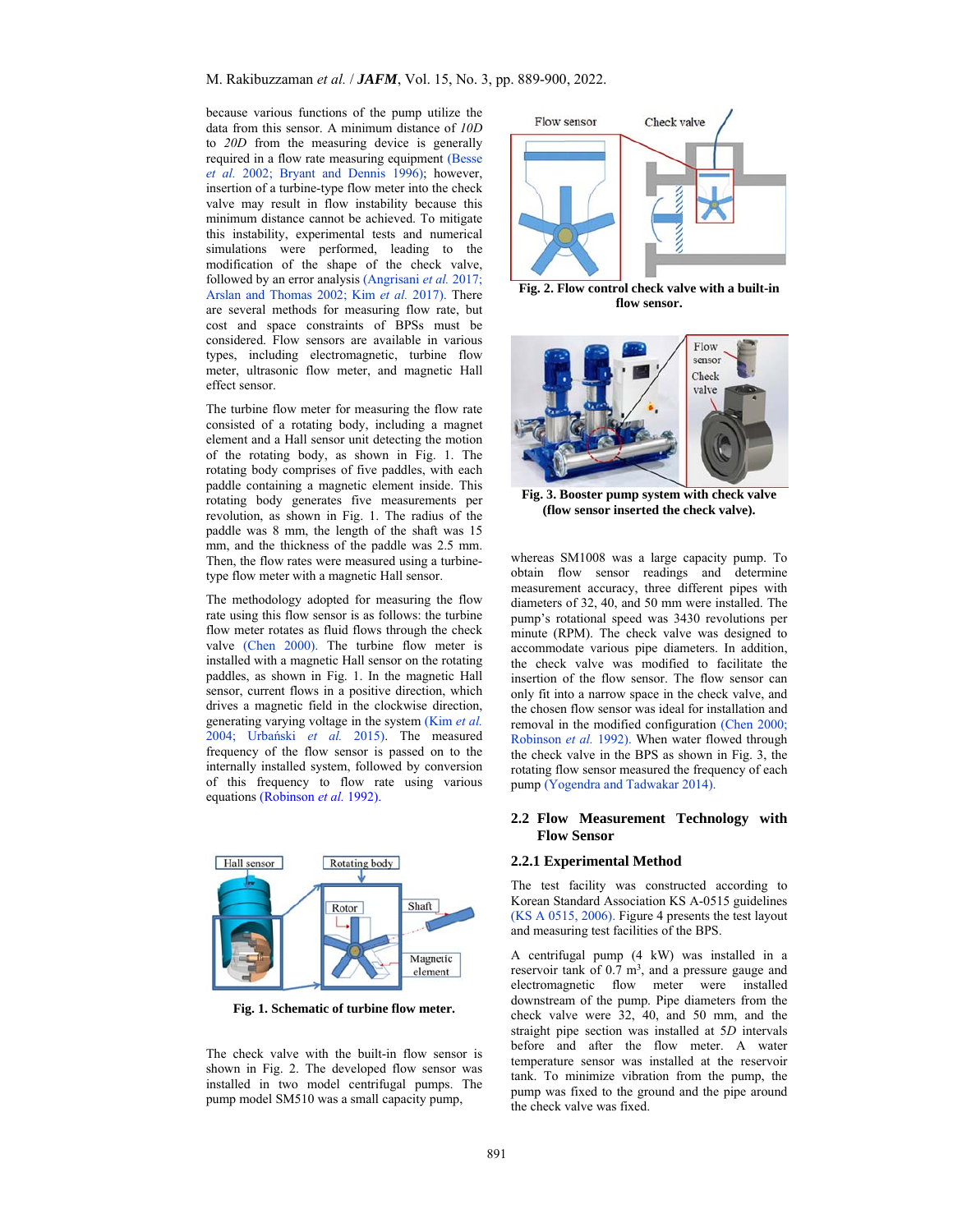because various functions of the pump utilize the data from this sensor. A minimum distance of *10D* to *20D* from the measuring device is generally required in a flow rate measuring equipment (Besse *et al.* 2002; Bryant and Dennis 1996); however, insertion of a turbine-type flow meter into the check valve may result in flow instability because this minimum distance cannot be achieved. To mitigate this instability, experimental tests and numerical simulations were performed, leading to the modification of the shape of the check valve, followed by an error analysis (Angrisani *et al.* 2017; Arslan and Thomas 2002; Kim *et al.* 2017). There are several methods for measuring flow rate, but cost and space constraints of BPSs must be considered. Flow sensors are available in various types, including electromagnetic, turbine flow meter, ultrasonic flow meter, and magnetic Hall effect sensor.

The turbine flow meter for measuring the flow rate consisted of a rotating body, including a magnet element and a Hall sensor unit detecting the motion of the rotating body, as shown in Fig. 1. The rotating body comprises of five paddles, with each paddle containing a magnetic element inside. This rotating body generates five measurements per revolution, as shown in Fig. 1. The radius of the paddle was 8 mm, the length of the shaft was 15 mm, and the thickness of the paddle was 2.5 mm. Then, the flow rates were measured using a turbine-type flow meter with a magnetic Hall sensor.

The methodology adopted for measuring the flow rate using this flow sensor is as follows: the turbine flow meter rotates as fluid flows through the check valve (Chen 2000). The turbine flow meter is installed with a magnetic Hall sensor on the rotating paddles, as shown in Fig. 1. In the magnetic Hall sensor, current flows in a positive direction, which drives a magnetic field in the clockwise direction, generating varying voltage in the system (Kim *et al.* 2004; Urbański *et al.* 2015). The measured frequency of the flow sensor is passed on to the internally installed system, followed by conversion of this frequency to flow rate using various equations (Robinson *et al.* 1992).

**Fig. 1. Schematic of turbine flow meter.**

The check valve with the built-in flow sensor is shown in Fig. 2. The developed flow sensor was installed in two model centrifugal pumps. The pump model SM510 was a small capacity pump,

**Fig. 2. Flow control check valve with a built-in flow sensor.**

**Fig. 3. Booster pump system with check valve (flow sensor inserted the check valve).**

whereas SM1008 was a large capacity pump. To obtain flow sensor readings and determine measurement accuracy, three different pipes with diameters of 32, 40, and 50 mm were installed. The pump's rotational speed was 3430 revolutions per minute (RPM). The check valve was designed to accommodate various pipe diameters. In addition, the check valve was modified to facilitate the insertion of the flow sensor. The flow sensor can only fit into a narrow space in the check valve, and the chosen flow sensor was ideal for installation and removal in the modified configuration (Chen 2000; Robinson *et al.* 1992). When water flowed through the check valve in the BPS as shown in Fig. 3, the rotating flow sensor measured the frequency of each pump (Yogendra and Tadwakar 2014).

## 2.2 Flow Measurement Technology with Flow Sensor

### 2.2.1 Experimental Method

The test facility was constructed according to Korean Standard Association KS A-0515 guidelines (KS A 0515, 2006). Figure 4 presents the test layout and measuring test facilities of the BPS.

A centrifugal pump (4 kW) was installed in a reservoir tank of 0.7 $m^3$, and a pressure gauge and electromagnetic flow meter were installed downstream of the pump. Pipe diameters from the check valve were 32, 40, and 50 mm, and the straight pipe section was installed at *5D* intervals before and after the flow meter. A water temperature sensor was installed at the reservoir tank. To minimize vibration from the pump, the pump was fixed to the ground and the pipe around the check valve was fixed.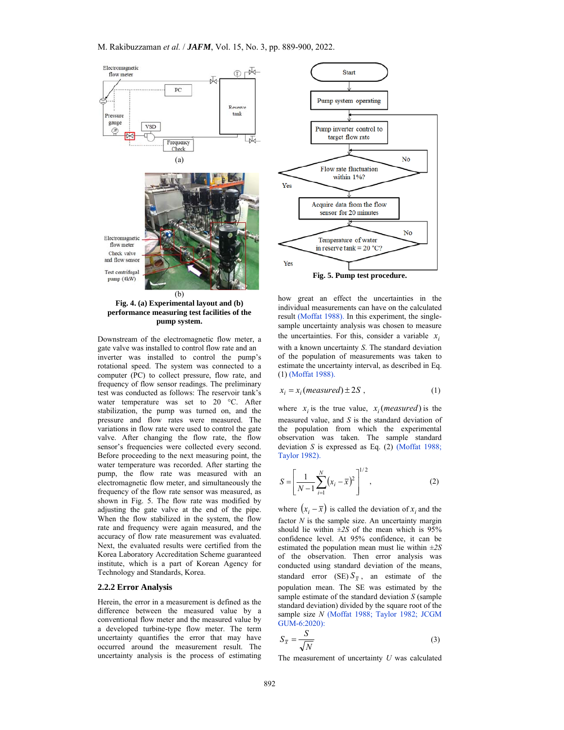Fig. 4. (a) Experimental layout and (b) performance measuring test facilities of the pump system.

Downstream of the electromagnetic flow meter, a gate valve was installed to control flow rate and an inverter was installed to control the pump's rotational speed. The system was connected to a computer (PC) to collect pressure, flow rate, and frequency of flow sensor readings. The preliminary test was conducted as follows: The reservoir tank's water temperature was set to 20 °C. After stabilization, the pump was turned on, and the pressure and flow rates were measured. The variations in flow rate were used to control the gate valve. After changing the flow rate, the flow sensor's frequencies were collected every second. Before proceeding to the next measuring point, the water temperature was recorded. After starting the pump, the flow rate was measured with an electromagnetic flow meter, and simultaneously the frequency of the flow rate sensor was measured, as shown in Fig. 5. The flow rate was modified by adjusting the gate valve at the end of the pipe. When the flow stabilized in the system, the flow rate and frequency were again measured, and the accuracy of flow rate measurement was evaluated. Next, the evaluated results were certified from the Korea Laboratory Accreditation Scheme guaranteed institute, which is a part of Korean Agency for Technology and Standards, Korea.

### 2.2.2 Error Analysis

Herein, the error in a measurement is defined as the difference between the measured value by a conventional flow meter and the measured value by a developed turbine-type flow meter. The term uncertainty quantifies the error that may have occurred around the measurement result. The uncertainty analysis is the process of estimating

Fig. 5. Pump test procedure.

how great an effect the uncertainties in the individual measurements can have on the calculated result (Moffat 1988). In this experiment, the single-sample uncertainty analysis was chosen to measure the uncertainties. For this, consider a variable $x_i$ with a known uncertainty $S$. The standard deviation of the population of measurements was taken to estimate the uncertainty interval, as described in Eq. (1) (Moffat 1988).

$$x_i = x_i(measured) \pm 2S \, , \tag{1}$$

where $x_i$ is the true value, $x_i(measured)$ is the measured value, and $S$ is the standard deviation of the population from which the experimental observation was taken. The sample standard deviation $S$ is expressed as Eq. (2) (Moffat 1988; Taylor 1982).

$$S = \left[ \frac{1}{N-1} \sum_{i=1}^{N} \left( x_i - \bar{x} \right)^2 \right]^{1/2} , \tag{2}$$

where $(x_i - \bar{x})$ is called the deviation of $x_i$ and the factor $N$ is the sample size. An uncertainty margin should lie within $\pm 2S$ of the mean which is 95% confidence level. At 95% confidence, it can be estimated the population mean must lie within $\pm 2S$ of the observation. Then error analysis was conducted using standard deviation of the means, standard error (SE) $S_{\bar{x}}$, an estimate of the population mean. The SE was estimated by the sample estimate of the standard deviation $S$ (sample standard deviation) divided by the square root of the sample size $N$ (Moffat 1988; Taylor 1982; JCGM GUM-6:2020):

$$S_{\bar{x}} = \frac{S}{\sqrt{N}} \tag{3}$$

The measurement of uncertainty $U$ was calculated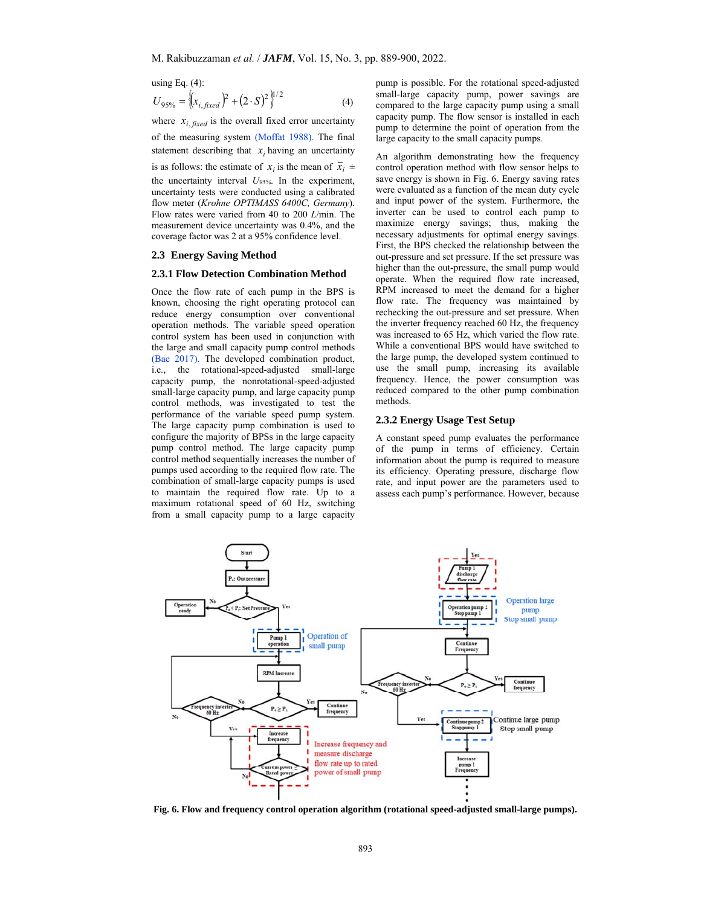using Eq. (4):

$$U_{95\%} = \left\{ \left( x_{i,fixed} \right)^2 + \left( 2 \cdot S \right)^2 \right\}^{1/2} \quad (4)$$

where $x_{i,fixed}$ is the overall fixed error uncertainty of the measuring system (Moffat 1988). The final statement describing that $x_i$ having an uncertainty is as follows: the estimate of $x_i$ is the mean of $\bar{x}_i$ ± the uncertainty interval $U_{95\%}$. In the experiment, uncertainty tests were conducted using a calibrated flow meter (*Krohne OPTIMASS 6400C, Germany*). Flow rates were varied from 40 to 200 *L*/min. The measurement device uncertainty was 0.4%, and the coverage factor was 2 at a 95% confidence level.

## 2.3 Energy Saving Method

### 2.3.1 Flow Detection Combination Method

Once the flow rate of each pump in the BPS is known, choosing the right operating protocol can reduce energy consumption over conventional operation methods. The variable speed operation control system has been used in conjunction with the large and small capacity pump control methods (Bae 2017). The developed combination product, i.e., the rotational-speed-adjusted small-large capacity pump, the nonrotational-speed-adjusted small-large capacity pump, and large capacity pump control methods, was investigated to test the performance of the variable speed pump system. The large capacity pump combination is used to configure the majority of BPSs in the large capacity pump control method. The large capacity pump control method sequentially increases the number of pumps used according to the required flow rate. The combination of small-large capacity pumps is used to maintain the required flow rate. Up to a maximum rotational speed of 60 Hz, switching from a small capacity pump to a large capacity pump is possible. For the rotational speed-adjusted small-large capacity pump, power savings are compared to the large capacity pump using a small capacity pump. The flow sensor is installed in each pump to determine the point of operation from the large capacity to the small capacity pumps.

An algorithm demonstrating how the frequency control operation method with flow sensor helps to save energy is shown in Fig. 6. Energy saving rates were evaluated as a function of the mean duty cycle and input power of the system. Furthermore, the inverter can be used to control each pump to maximize energy savings; thus, making the necessary adjustments for optimal energy savings. First, the BPS checked the relationship between the out-pressure and set pressure. If the set pressure was higher than the out-pressure, the small pump would operate. When the required flow rate increased, RPM increased to meet the demand for a higher flow rate. The frequency was maintained by rechecking the out-pressure and set pressure. When the inverter frequency reached 60 Hz, the frequency was increased to 65 Hz, which varied the flow rate. While a conventional BPS would have switched to the large pump, the developed system continued to use the small pump, increasing its available frequency. Hence, the power consumption was reduced compared to the other pump combination methods.

### 2.3.2 Energy Usage Test Setup

A constant speed pump evaluates the performance of the pump in terms of efficiency. Certain information about the pump is required to measure its efficiency. Operating pressure, discharge flow rate, and input power are the parameters used to assess each pump's performance. However, because

**Fig. 6. Flow and frequency control operation algorithm (rotational speed-adjusted small-large pumps).**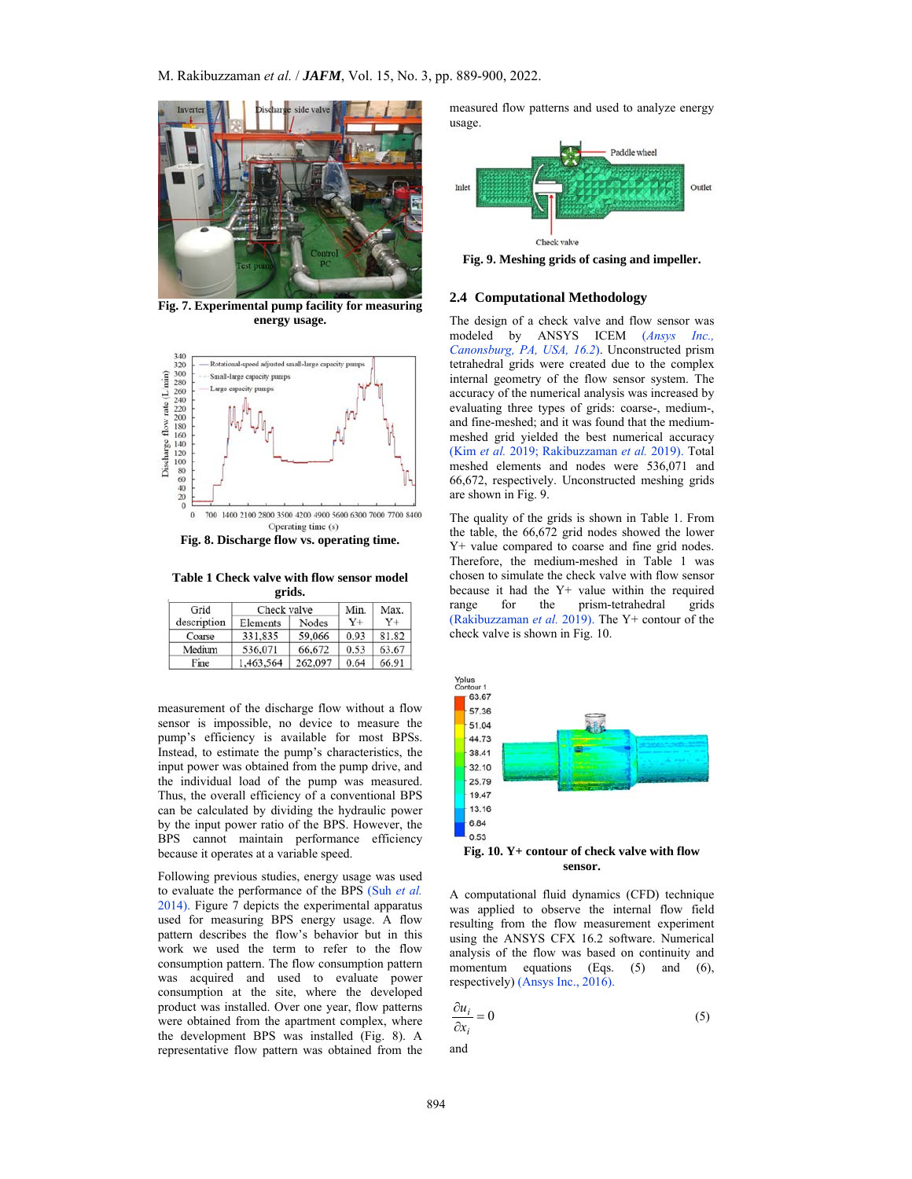Fig. 7. Experimental pump facility for measuring energy usage.

Fig. 8. Discharge flow vs. operating time.

**Table 1 Check valve with flow sensor model grids.**

| Grid description | Check valve | | Min. Y+ | Max. Y+ |
|---|---|---|---|---|
| | Elements | Nodes | | |
| Coarse | 331,835 | 59,066 | 0.93 | 81.82 |
| Medium | 536,071 | 66,672 | 0.53 | 63.67 |
| Fine | 1,463,564 | 262,097 | 0.64 | 66.91 |

measurement of the discharge flow without a flow sensor is impossible, no device to measure the pump's efficiency is available for most BPSs. Instead, to estimate the pump's characteristics, the input power was obtained from the pump drive, and the individual load of the pump was measured. Thus, the overall efficiency of a conventional BPS can be calculated by dividing the hydraulic power by the input power ratio of the BPS. However, the BPS cannot maintain performance efficiency because it operates at a variable speed.

Following previous studies, energy usage was used to evaluate the performance of the BPS (Suh *et al.* 2014). Figure 7 depicts the experimental apparatus used for measuring BPS energy usage. A flow pattern describes the flow's behavior but in this work we used the term to refer to the flow consumption pattern. The flow consumption pattern was acquired and used to evaluate power consumption at the site, where the developed product was installed. Over one year, flow patterns were obtained from the apartment complex, where the development BPS was installed (Fig. 8). A representative flow pattern was obtained from the measured flow patterns and used to analyze energy usage.

Fig. 9. Meshing grids of casing and impeller.

## 2.4 Computational Methodology

The design of a check valve and flow sensor was modeled by ANSYS ICEM (*Ansys Inc., Canonsburg, PA, USA, 16.2*). Unconstructed prism tetrahedral grids were created due to the complex internal geometry of the flow sensor system. The accuracy of the numerical analysis was increased by evaluating three types of grids: coarse-, medium-, and fine-meshed; and it was found that the medium-meshed grid yielded the best numerical accuracy (Kim *et al.* 2019; Rakibuzzaman *et al.* 2019). Total meshed elements and nodes were 536,071 and 66,672, respectively. Unconstructed meshing grids are shown in Fig. 9.

The quality of the grids is shown in Table 1. From the table, the 66,672 grid nodes showed the lower Y+ value compared to coarse and fine grid nodes. Therefore, the medium-meshed in Table 1 was chosen to simulate the check valve with flow sensor because it had the Y+ value within the required range for the prism-tetrahedral grids (Rakibuzzaman *et al.* 2019). The Y+ contour of the check valve is shown in Fig. 10.

Fig. 10. Y+ contour of check valve with flow sensor.

A computational fluid dynamics (CFD) technique was applied to observe the internal flow field resulting from the flow measurement experiment using the ANSYS CFX 16.2 software. Numerical analysis of the flow was based on continuity and momentum equations (Eqs. (5) and (6), respectively) (Ansys Inc., 2016).

$$\frac{\partial u_i}{\partial x_i} = 0 \tag{5}$$

and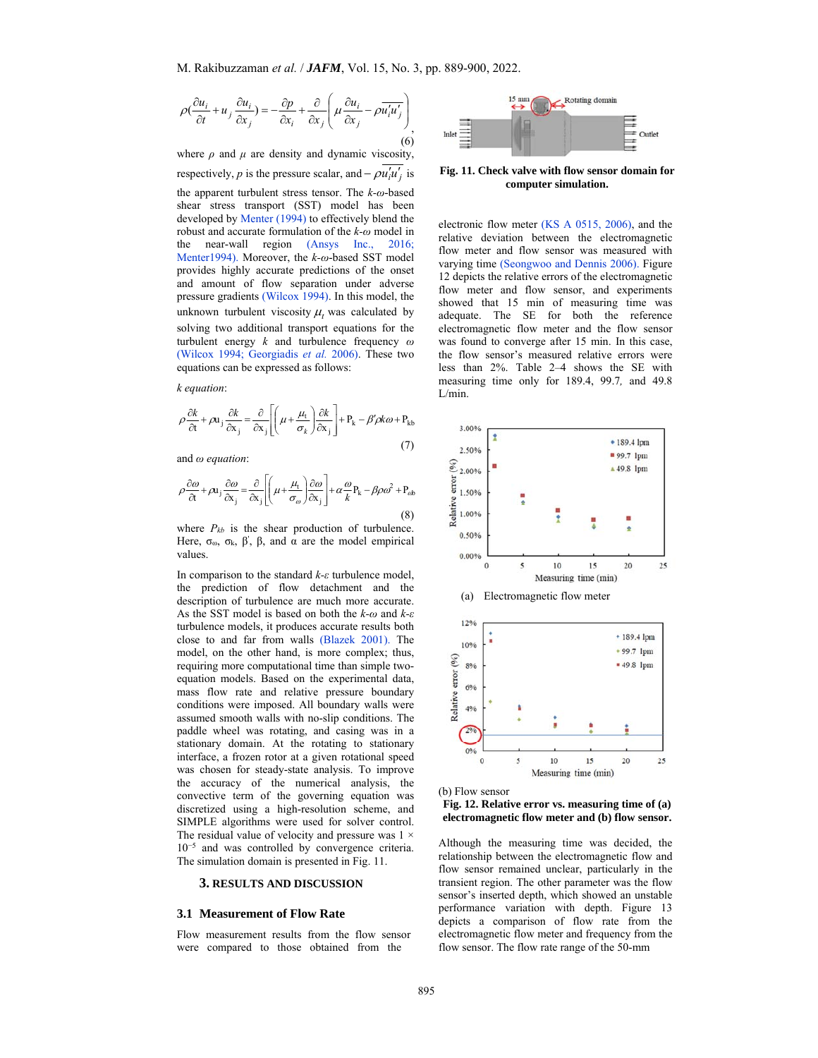$$\rho\left(\frac{\partial u_i}{\partial t}+u_j\frac{\partial u_i}{\partial x_j}\right)=-\frac{\partial p}{\partial x_i}+\frac{\partial}{\partial x_j}\left(\mu\frac{\partial u_i}{\partial x_j}-\rho\overline{u_i'u_j'}\right) \tag{6}$$

where $\rho$ and $\mu$ are density and dynamic viscosity, respectively, $p$ is the pressure scalar, and $-\rho\overline{u_i'u_j'}$ is the apparent turbulent stress tensor. The $k$-$\omega$-based shear stress transport (SST) model has been developed by Menter (1994) to effectively blend the robust and accurate formulation of the $k$-$\omega$ model in the near-wall region (Ansys Inc., 2016; Menter1994). Moreover, the $k$-$\omega$-based SST model provides highly accurate predictions of the onset and amount of flow separation under adverse pressure gradients (Wilcox 1994). In this model, the unknown turbulent viscosity $\mu_t$ was calculated by solving two additional transport equations for the turbulent energy $k$ and turbulence frequency $\omega$ (Wilcox 1994; Georgiadis *et al.* 2006). These two equations can be expressed as follows:

*k equation*:

$$\rho\frac{\partial k}{\partial t}+\rho u_j\frac{\partial k}{\partial x_j}=\frac{\partial}{\partial x_j}\left[\left(\mu+\frac{\mu_t}{\sigma_k}\right)\frac{\partial k}{\partial x_j}\right]+P_k-\beta'\rho k\omega+P_{kb} \tag{7}$$

and *ω equation*:

$$\rho\frac{\partial \omega}{\partial t}+\rho u_j\frac{\partial \omega}{\partial x_j}=\frac{\partial}{\partial x_j}\left[\left(\mu+\frac{\mu_t}{\sigma_\omega}\right)\frac{\partial \omega}{\partial x_j}\right]+\alpha\frac{\omega}{k}P_k-\beta\rho\omega^2+P_{\omega b} \tag{8}$$

where $P_{kb}$ is the shear production of turbulence. Here, $\sigma_\omega$, $\sigma_k$, $\beta'$, $\beta$, and $\alpha$ are the model empirical values.

In comparison to the standard $k$-$\varepsilon$ turbulence model, the prediction of flow detachment and the description of turbulence are much more accurate. As the SST model is based on both the $k$-$\omega$ and $k$-$\varepsilon$ turbulence models, it produces accurate results both close to and far from walls (Blazek 2001). The model, on the other hand, is more complex; thus, requiring more computational time than simple two-equation models. Based on the experimental data, mass flow rate and relative pressure boundary conditions were imposed. All boundary walls were assumed smooth walls with no-slip conditions. The paddle wheel was rotating, and casing was in a stationary domain. At the rotating to stationary interface, a frozen rotor at a given rotational speed was chosen for steady-state analysis. To improve the accuracy of the numerical analysis, the convective term of the governing equation was discretized using a high-resolution scheme, and SIMPLE algorithms were used for solver control. The residual value of velocity and pressure was $1 \times 10^{-5}$ and was controlled by convergence criteria. The simulation domain is presented in Fig. 11.

**Fig. 11. Check valve with flow sensor domain for computer simulation.**

## 3. RESULTS AND DISCUSSION

### 3.1 Measurement of Flow Rate

Flow measurement results from the flow sensor were compared to those obtained from the electronic flow meter (KS A 0515, 2006), and the relative deviation between the electromagnetic flow meter and flow sensor was measured with varying time (Seongwoo and Dennis 2006). Figure 12 depicts the relative errors of the electromagnetic flow meter and flow sensor, and experiments showed that 15 min of measuring time was adequate. The SE for both the reference electromagnetic flow meter and the flow sensor was found to converge after 15 min. In this case, the flow sensor's measured relative errors were less than 2%. Table 2–4 shows the SE with measuring time only for 189.4, 99.7, and 49.8 L/min.

(a) Electromagnetic flow meter

(b) Flow sensor

**Fig. 12. Relative error vs. measuring time of (a) electromagnetic flow meter and (b) flow sensor.**

Although the measuring time was decided, the relationship between the electromagnetic flow and flow sensor remained unclear, particularly in the transient region. The other parameter was the flow sensor's inserted depth, which showed an unstable performance variation with depth. Figure 13 depicts a comparison of flow rate from the electromagnetic flow meter and frequency from the flow sensor. The flow rate range of the 50-mm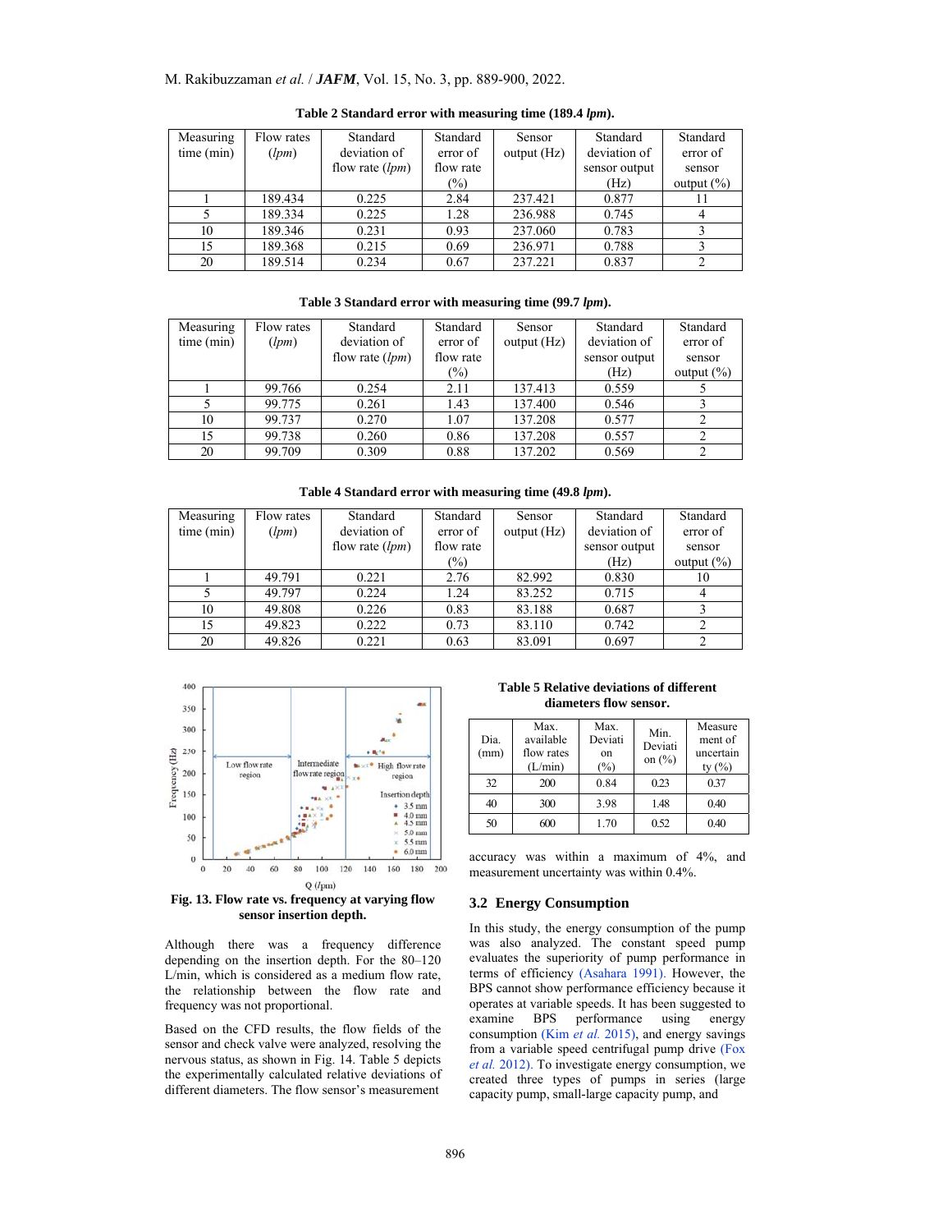**Table 2 Standard error with measuring time (189.4 *lpm*).**

| Measuring time (min) | Flow rates (*lpm*) | Standard deviation of flow rate (*lpm*) | Standard error of flow rate (%) | Sensor output (Hz) | Standard deviation of sensor output (Hz) | Standard error of sensor output (%) |
|---|---|---|---|---|---|---|
| 1 | 189.434 | 0.225 | 2.84 | 237.421 | 0.877 | 11 |
| 5 | 189.334 | 0.225 | 1.28 | 236.988 | 0.745 | 4 |
| 10 | 189.346 | 0.231 | 0.93 | 237.060 | 0.783 | 3 |
| 15 | 189.368 | 0.215 | 0.69 | 236.971 | 0.788 | 3 |
| 20 | 189.514 | 0.234 | 0.67 | 237.221 | 0.837 | 2 |

**Table 3 Standard error with measuring time (99.7 *lpm*).**

| Measuring time (min) | Flow rates (*lpm*) | Standard deviation of flow rate (*lpm*) | Standard error of flow rate (%) | Sensor output (Hz) | Standard deviation of sensor output (Hz) | Standard error of sensor output (%) |
|---|---|---|---|---|---|---|
| 1 | 99.766 | 0.254 | 2.11 | 137.413 | 0.559 | 5 |
| 5 | 99.775 | 0.261 | 1.43 | 137.400 | 0.546 | 3 |
| 10 | 99.737 | 0.270 | 1.07 | 137.208 | 0.577 | 2 |
| 15 | 99.738 | 0.260 | 0.86 | 137.208 | 0.557 | 2 |
| 20 | 99.709 | 0.309 | 0.88 | 137.202 | 0.569 | 2 |

**Table 4 Standard error with measuring time (49.8 *lpm*).**

| Measuring time (min) | Flow rates (*lpm*) | Standard deviation of flow rate (*lpm*) | Standard error of flow rate (%) | Sensor output (Hz) | Standard deviation of sensor output (Hz) | Standard error of sensor output (%) |
|---|---|---|---|---|---|---|
| 1 | 49.791 | 0.221 | 2.76 | 82.992 | 0.830 | 10 |
| 5 | 49.797 | 0.224 | 1.24 | 83.252 | 0.715 | 4 |
| 10 | 49.808 | 0.226 | 0.83 | 83.188 | 0.687 | 3 |
| 15 | 49.823 | 0.222 | 0.73 | 83.110 | 0.742 | 2 |
| 20 | 49.826 | 0.221 | 0.63 | 83.091 | 0.697 | 2 |

**Fig. 13. Flow rate vs. frequency at varying flow sensor insertion depth.**

Although there was a frequency difference depending on the insertion depth. For the 80–120 L/min, which is considered as a medium flow rate, the relationship between the flow rate and frequency was not proportional.

Based on the CFD results, the flow fields of the sensor and check valve were analyzed, resolving the nervous status, as shown in Fig. 14. Table 5 depicts the experimentally calculated relative deviations of different diameters. The flow sensor's measurement accuracy was within a maximum of 4%, and measurement uncertainty was within 0.4%.

**Table 5 Relative deviations of different diameters flow sensor.**

| Dia. (mm) | Max. available flow rates (L/min) | Max. Deviation (%) | Min. Deviation (%) | Measurement of uncertainty (%) |
|---|---|---|---|---|
| 32 | 200 | 0.84 | 0.23 | 0.37 |
| 40 | 300 | 3.98 | 1.48 | 0.40 |
| 50 | 600 | 1.70 | 0.52 | 0.40 |

## 3.2 Energy Consumption

In this study, the energy consumption of the pump was also analyzed. The constant speed pump evaluates the superiority of pump performance in terms of efficiency (Asahara 1991). However, the BPS cannot show performance efficiency because it operates at variable speeds. It has been suggested to examine BPS performance using energy consumption (Kim *et al.* 2015), and energy savings from a variable speed centrifugal pump drive (Fox *et al.* 2012). To investigate energy consumption, we created three types of pumps in series (large capacity pump, small-large capacity pump, and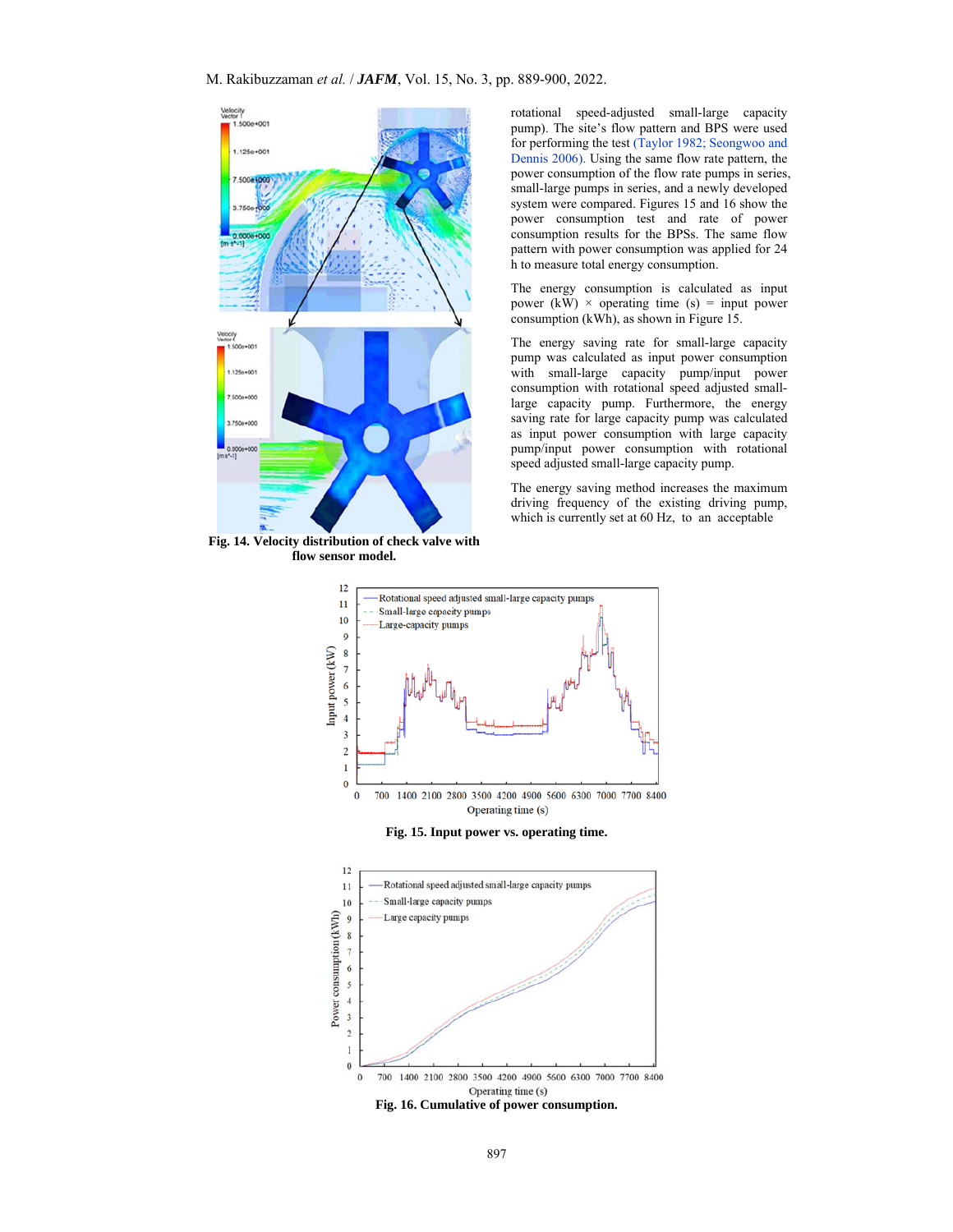rotational speed-adjusted small-large capacity pump). The site's flow pattern and BPS were used for performing the test (Taylor 1982; Seongwoo and Dennis 2006). Using the same flow rate pattern, the power consumption of the flow rate pumps in series, small-large pumps in series, and a newly developed system were compared. Figures 15 and 16 show the power consumption test and rate of power consumption results for the BPSs. The same flow pattern with power consumption was applied for 24 h to measure total energy consumption.

The energy consumption is calculated as input power (kW) × operating time (s) = input power consumption (kWh), as shown in Figure 15.

The energy saving rate for small-large capacity pump was calculated as input power consumption with small-large capacity pump/input power consumption with rotational speed adjusted small-large capacity pump. Furthermore, the energy saving rate for large capacity pump was calculated as input power consumption with large capacity pump/input power consumption with rotational speed adjusted small-large capacity pump.

The energy saving method increases the maximum driving frequency of the existing driving pump, which is currently set at 60 Hz, to an acceptable

**Fig. 14. Velocity distribution of check valve with flow sensor model.**

**Fig. 15. Input power vs. operating time.**

**Fig. 16. Cumulative of power consumption.**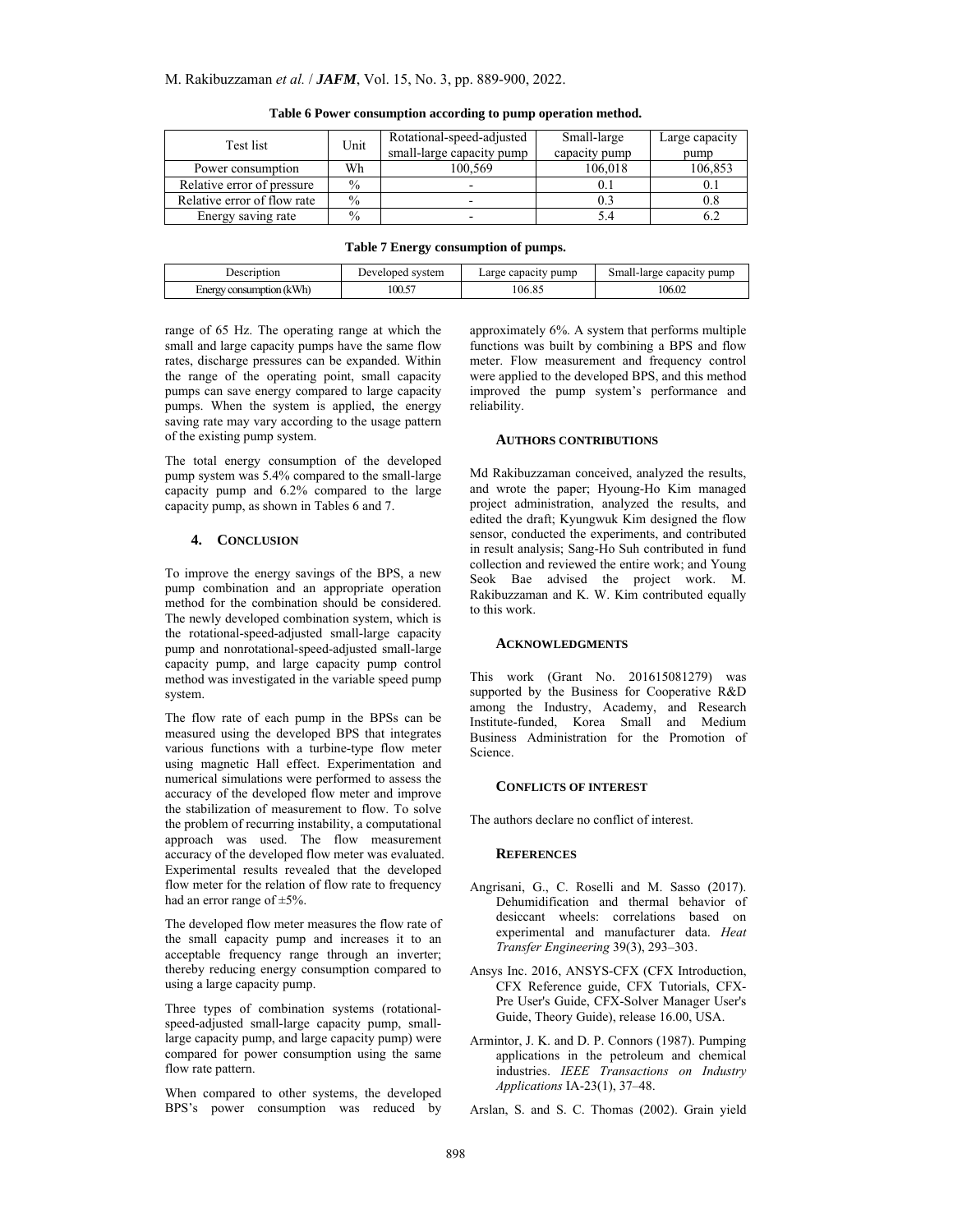**Table 6 Power consumption according to pump operation method.**

| Test list | Unit | Rotational-speed-adjusted small-large capacity pump | Small-large capacity pump | Large capacity pump |
|---|---|---|---|---|
| Power consumption | Wh | 100,569 | 106,018 | 106,853 |
| Relative error of pressure | % | - | 0.1 | 0.1 |
| Relative error of flow rate | % | - | 0.3 | 0.8 |
| Energy saving rate | % | - | 5.4 | 6.2 |

**Table 7 Energy consumption of pumps.**

| Description | Developed system | Large capacity pump | Small-large capacity pump |
|---|---|---|---|
| Energy consumption (kWh) | 100.57 | 106.85 | 106.02 |

range of 65 Hz. The operating range at which the small and large capacity pumps have the same flow rates, discharge pressures can be expanded. Within the range of the operating point, small capacity pumps can save energy compared to large capacity pumps. When the system is applied, the energy saving rate may vary according to the usage pattern of the existing pump system.

The total energy consumption of the developed pump system was 5.4% compared to the small-large capacity pump and 6.2% compared to the large capacity pump, as shown in Tables 6 and 7.

## 4. Conclusion

To improve the energy savings of the BPS, a new pump combination and an appropriate operation method for the combination should be considered. The newly developed combination system, which is the rotational-speed-adjusted small-large capacity pump and nonrotational-speed-adjusted small-large capacity pump, and large capacity pump control method was investigated in the variable speed pump system.

The flow rate of each pump in the BPSs can be measured using the developed BPS that integrates various functions with a turbine-type flow meter using magnetic Hall effect. Experimentation and numerical simulations were performed to assess the accuracy of the developed flow meter and improve the stabilization of measurement to flow. To solve the problem of recurring instability, a computational approach was used. The flow measurement accuracy of the developed flow meter was evaluated. Experimental results revealed that the developed flow meter for the relation of flow rate to frequency had an error range of ±5%.

The developed flow meter measures the flow rate of the small capacity pump and increases it to an acceptable frequency range through an inverter; thereby reducing energy consumption compared to using a large capacity pump.

Three types of combination systems (rotational-speed-adjusted small-large capacity pump, small-large capacity pump, and large capacity pump) were compared for power consumption using the same flow rate pattern.

When compared to other systems, the developed BPS's power consumption was reduced by approximately 6%. A system that performs multiple functions was built by combining a BPS and flow meter. Flow measurement and frequency control were applied to the developed BPS, and this method improved the pump system's performance and reliability.

### Authors Contributions

Md Rakibuzzaman conceived, analyzed the results, and wrote the paper; Hyoung-Ho Kim managed project administration, analyzed the results, and edited the draft; Kyungwuk Kim designed the flow sensor, conducted the experiments, and contributed in result analysis; Sang-Ho Suh contributed in fund collection and reviewed the entire work; and Young Seok Bae advised the project work. M. Rakibuzzaman and K. W. Kim contributed equally to this work.

### Acknowledgments

This work (Grant No. 201615081279) was supported by the Business for Cooperative R&D among the Industry, Academy, and Research Institute-funded, Korea Small and Medium Business Administration for the Promotion of Science.

### Conflicts of Interest

The authors declare no conflict of interest.

### References

Angrisani, G., C. Roselli and M. Sasso (2017). Dehumidification and thermal behavior of desiccant wheels: correlations based on experimental and manufacturer data. *Heat Transfer Engineering* 39(3), 293–303.

Ansys Inc. 2016, ANSYS-CFX (CFX Introduction, CFX Reference guide, CFX Tutorials, CFX-Pre User's Guide, CFX-Solver Manager User's Guide, Theory Guide), release 16.00, USA.

Armintor, J. K. and D. P. Connors (1987). Pumping applications in the petroleum and chemical industries. *IEEE Transactions on Industry Applications* IA-23(1), 37–48.

Arslan, S. and S. C. Thomas (2002). Grain yield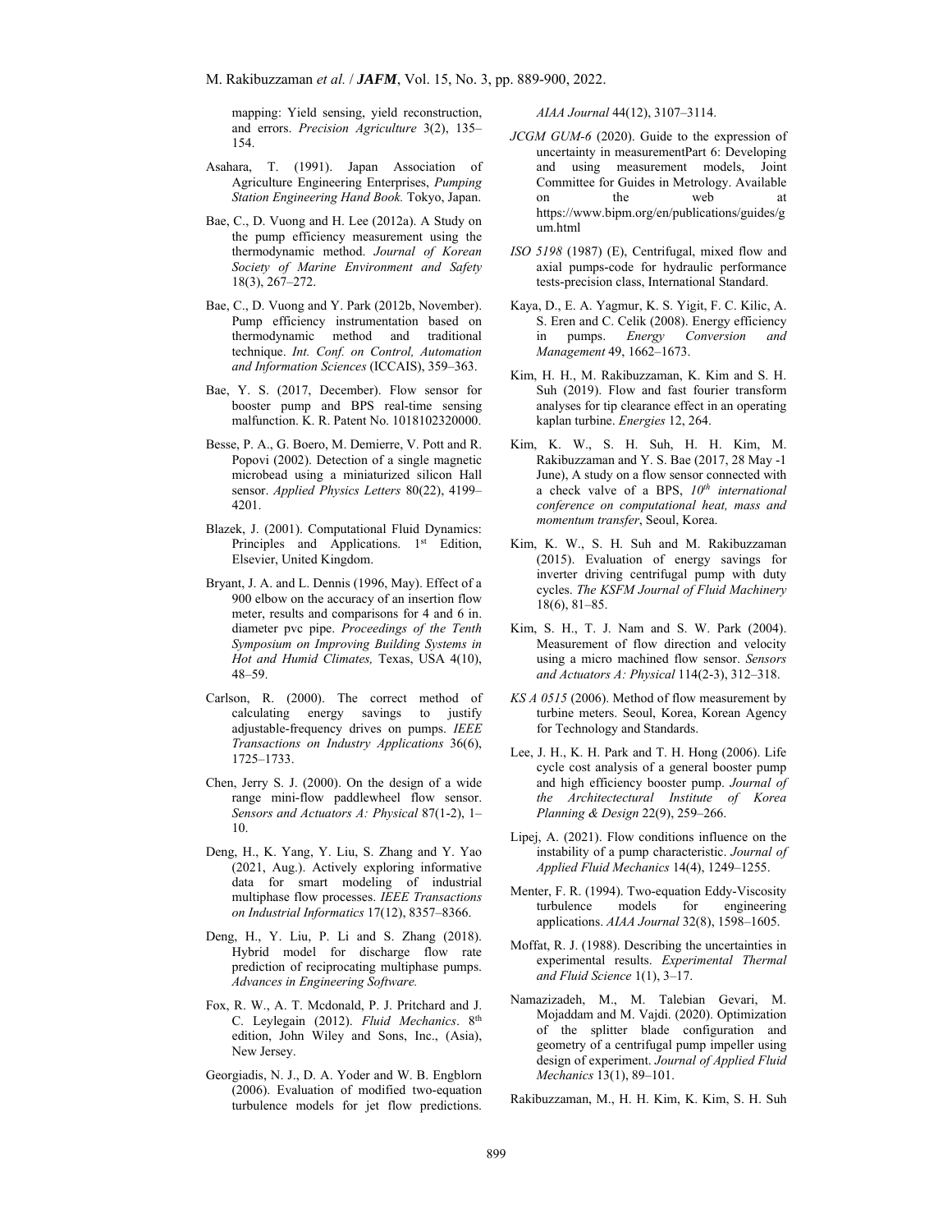mapping: Yield sensing, yield reconstruction, and errors. *Precision Agriculture* 3(2), 135–154.

Asahara, T. (1991). Japan Association of Agriculture Engineering Enterprises, *Pumping Station Engineering Hand Book.* Tokyo, Japan.

Bae, C., D. Vuong and H. Lee (2012a). A Study on the pump efficiency measurement using the thermodynamic method. *Journal of Korean Society of Marine Environment and Safety* 18(3), 267–272.

Bae, C., D. Vuong and Y. Park (2012b, November). Pump efficiency instrumentation based on thermodynamic method and traditional technique. *Int. Conf. on Control, Automation and Information Sciences* (ICCAIS), 359–363.

Bae, Y. S. (2017, December). Flow sensor for booster pump and BPS real-time sensing malfunction. K. R. Patent No. 1018102320000.

Besse, P. A., G. Boero, M. Demierre, V. Pott and R. Popovi (2002). Detection of a single magnetic microbead using a miniaturized silicon Hall sensor. *Applied Physics Letters* 80(22), 4199–4201.

Blazek, J. (2001). Computational Fluid Dynamics: Principles and Applications. 1st Edition, Elsevier, United Kingdom.

Bryant, J. A. and L. Dennis (1996, May). Effect of a 900 elbow on the accuracy of an insertion flow meter, results and comparisons for 4 and 6 in. diameter pvc pipe. *Proceedings of the Tenth Symposium on Improving Building Systems in Hot and Humid Climates,* Texas, USA 4(10), 48–59.

Carlson, R. (2000). The correct method of calculating energy savings to justify adjustable-frequency drives on pumps. *IEEE Transactions on Industry Applications* 36(6), 1725–1733.

Chen, Jerry S. J. (2000). On the design of a wide range mini-flow paddlewheel flow sensor. *Sensors and Actuators A: Physical* 87(1-2), 1–10.

Deng, H., K. Yang, Y. Liu, S. Zhang and Y. Yao (2021, Aug.). Actively exploring informative data for smart modeling of industrial multiphase flow processes. *IEEE Transactions on Industrial Informatics* 17(12), 8357–8366.

Deng, H., Y. Liu, P. Li and S. Zhang (2018). Hybrid model for discharge flow rate prediction of reciprocating multiphase pumps. *Advances in Engineering Software.*

Fox, R. W., A. T. Mcdonald, P. J. Pritchard and J. C. Leylegain (2012). *Fluid Mechanics*. 8th edition, John Wiley and Sons, Inc., (Asia), New Jersey.

Georgiadis, N. J., D. A. Yoder and W. B. Engblorn (2006). Evaluation of modified two-equation turbulence models for jet flow predictions. *AIAA Journal* 44(12), 3107–3114.

*JCGM GUM-6* (2020). Guide to the expression of uncertainty in measurementPart 6: Developing and using measurement models, Joint Committee for Guides in Metrology. Available on the web at https://www.bipm.org/en/publications/guides/gum.html

*ISO 5198* (1987) (E), Centrifugal, mixed flow and axial pumps-code for hydraulic performance tests-precision class, International Standard.

Kaya, D., E. A. Yagmur, K. S. Yigit, F. C. Kilic, A. S. Eren and C. Celik (2008). Energy efficiency in pumps. *Energy Conversion and Management* 49, 1662–1673.

Kim, H. H., M. Rakibuzzaman, K. Kim and S. H. Suh (2019). Flow and fast fourier transform analyses for tip clearance effect in an operating kaplan turbine. *Energies* 12, 264.

Kim, K. W., S. H. Suh, H. H. Kim, M. Rakibuzzaman and Y. S. Bae (2017, 28 May -1 June), A study on a flow sensor connected with a check valve of a BPS, *10th international conference on computational heat, mass and momentum transfer*, Seoul, Korea.

Kim, K. W., S. H. Suh and M. Rakibuzzaman (2015). Evaluation of energy savings for inverter driving centrifugal pump with duty cycles. *The KSFM Journal of Fluid Machinery* 18(6), 81–85.

Kim, S. H., T. J. Nam and S. W. Park (2004). Measurement of flow direction and velocity using a micro machined flow sensor. *Sensors and Actuators A: Physical* 114(2-3), 312–318.

*KS A 0515* (2006). Method of flow measurement by turbine meters. Seoul, Korea, Korean Agency for Technology and Standards.

Lee, J. H., K. H. Park and T. H. Hong (2006). Life cycle cost analysis of a general booster pump and high efficiency booster pump. *Journal of the Architectectural Institute of Korea Planning & Design* 22(9), 259–266.

Lipej, A. (2021). Flow conditions influence on the instability of a pump characteristic. *Journal of Applied Fluid Mechanics* 14(4), 1249–1255.

Menter, F. R. (1994). Two-equation Eddy-Viscosity turbulence models for engineering applications. *AIAA Journal* 32(8), 1598–1605.

Moffat, R. J. (1988). Describing the uncertainties in experimental results. *Experimental Thermal and Fluid Science* 1(1), 3–17.

Namazizadeh, M., M. Talebian Gevari, M. Mojaddam and M. Vajdi. (2020). Optimization of the splitter blade configuration and geometry of a centrifugal pump impeller using design of experiment. *Journal of Applied Fluid Mechanics* 13(1), 89–101.

Rakibuzzaman, M., H. H. Kim, K. Kim, S. H. Suh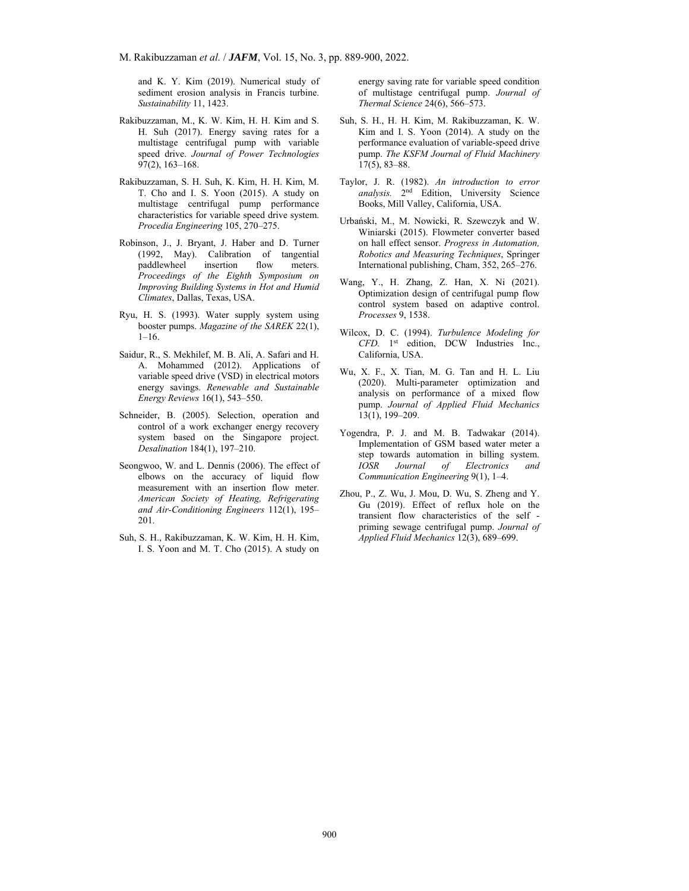and K. Y. Kim (2019). Numerical study of sediment erosion analysis in Francis turbine. *Sustainability* 11, 1423.

Rakibuzzaman, M., K. W. Kim, H. H. Kim and S. H. Suh (2017). Energy saving rates for a multistage centrifugal pump with variable speed drive. *Journal of Power Technologies* 97(2), 163–168.

Rakibuzzaman, S. H. Suh, K. Kim, H. H. Kim, M. T. Cho and I. S. Yoon (2015). A study on multistage centrifugal pump performance characteristics for variable speed drive system. *Procedia Engineering* 105, 270–275.

Robinson, J., J. Bryant, J. Haber and D. Turner (1992, May). Calibration of tangential paddlewheel insertion flow meters. *Proceedings of the Eighth Symposium on Improving Building Systems in Hot and Humid Climates*, Dallas, Texas, USA.

Ryu, H. S. (1993). Water supply system using booster pumps. *Magazine of the SAREK* 22(1), 1–16.

Saidur, R., S. Mekhilef, M. B. Ali, A. Safari and H. A. Mohammed (2012). Applications of variable speed drive (VSD) in electrical motors energy savings. *Renewable and Sustainable Energy Reviews* 16(1), 543–550.

Schneider, B. (2005). Selection, operation and control of a work exchanger energy recovery system based on the Singapore project. *Desalination* 184(1), 197–210.

Seongwoo, W. and L. Dennis (2006). The effect of elbows on the accuracy of liquid flow measurement with an insertion flow meter. *American Society of Heating, Refrigerating and Air-Conditioning Engineers* 112(1), 195–201.

Suh, S. H., Rakibuzzaman, K. W. Kim, H. H. Kim, I. S. Yoon and M. T. Cho (2015). A study on energy saving rate for variable speed condition of multistage centrifugal pump. *Journal of Thermal Science* 24(6), 566–573.

Suh, S. H., H. H. Kim, M. Rakibuzzaman, K. W. Kim and I. S. Yoon (2014). A study on the performance evaluation of variable-speed drive pump. *The KSFM Journal of Fluid Machinery* 17(5), 83–88.

Taylor, J. R. (1982). *An introduction to error analysis.* 2nd Edition, University Science Books, Mill Valley, California, USA.

Urbański, M., M. Nowicki, R. Szewczyk and W. Winiarski (2015). Flowmeter converter based on hall effect sensor. *Progress in Automation, Robotics and Measuring Techniques*, Springer International publishing, Cham, 352, 265–276.

Wang, Y., H. Zhang, Z. Han, X. Ni (2021). Optimization design of centrifugal pump flow control system based on adaptive control. *Processes* 9, 1538.

Wilcox, D. C. (1994). *Turbulence Modeling for CFD.* 1st edition, DCW Industries Inc., California, USA.

Wu, X. F., X. Tian, M. G. Tan and H. L. Liu (2020). Multi-parameter optimization and analysis on performance of a mixed flow pump. *Journal of Applied Fluid Mechanics* 13(1), 199–209.

Yogendra, P. J. and M. B. Tadwakar (2014). Implementation of GSM based water meter a step towards automation in billing system. *IOSR Journal of Electronics and Communication Engineering* 9(1), 1–4.

Zhou, P., Z. Wu, J. Mou, D. Wu, S. Zheng and Y. Gu (2019). Effect of reflux hole on the transient flow characteristics of the self - priming sewage centrifugal pump. *Journal of Applied Fluid Mechanics* 12(3), 689–699.